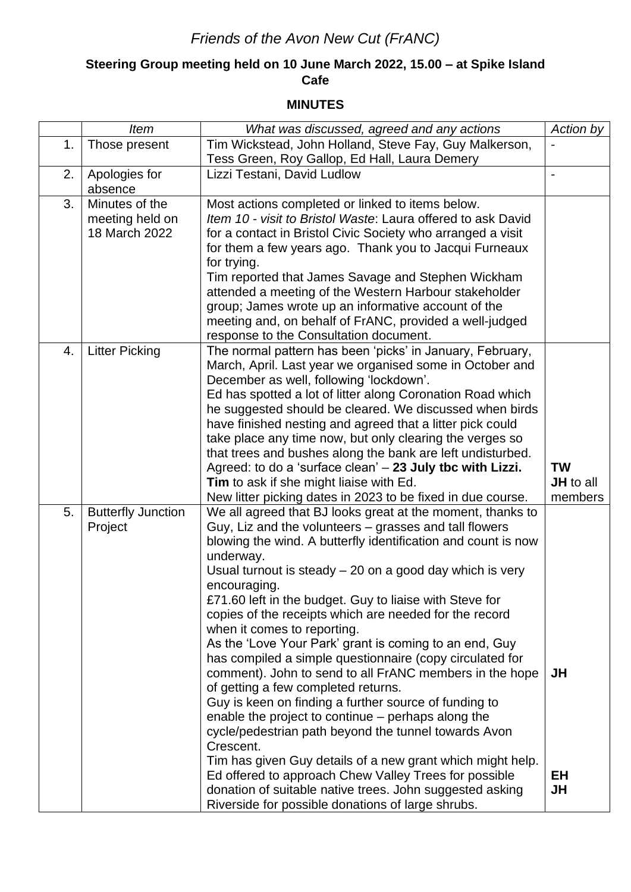# *Friends of the Avon New Cut (FrANC)*

**Steering Group meeting held on 10 June March 2022, 15.00 – at Spike Island Cafe**

**MINUTES**

| | *Item* | *What was discussed, agreed and any actions* | *Action by* |
|---|---|---|---|
| 1. | Those present | Tim Wickstead, John Holland, Steve Fay, Guy Malkerson, Tess Green, Roy Gallop, Ed Hall, Laura Demery | - |
| 2. | Apologies for absence | Lizzi Testani, David Ludlow | - |
| 3. | Minutes of the meeting held on 18 March 2022 | Most actions completed or linked to items below.<br>*Item 10 - visit to Bristol Waste*: Laura offered to ask David for a contact in Bristol Civic Society who arranged a visit for them a few years ago. Thank you to Jacqui Furneaux for trying.<br>Tim reported that James Savage and Stephen Wickham attended a meeting of the Western Harbour stakeholder group; James wrote up an informative account of the meeting and, on behalf of FrANC, provided a well-judged response to the Consultation document. | |
| 4. | Litter Picking | The normal pattern has been 'picks' in January, February, March, April. Last year we organised some in October and December as well, following 'lockdown'.<br>Ed has spotted a lot of litter along Coronation Road which he suggested should be cleared. We discussed when birds have finished nesting and agreed that a litter pick could take place any time now, but only clearing the verges so that trees and bushes along the bank are left undisturbed.<br>Agreed: to do a 'surface clean' – **23 July tbc with Lizzi. Tim** to ask if she might liaise with Ed.<br>New litter picking dates in 2023 to be fixed in due course. | **TW**<br>**JH** to all members |
| 5. | Butterfly Junction Project | We all agreed that BJ looks great at the moment, thanks to Guy, Liz and the volunteers – grasses and tall flowers blowing the wind. A butterfly identification and count is now underway.<br>Usual turnout is steady – 20 on a good day which is very encouraging.<br>£71.60 left in the budget. Guy to liaise with Steve for copies of the receipts which are needed for the record when it comes to reporting.<br>As the 'Love Your Park' grant is coming to an end, Guy has compiled a simple questionnaire (copy circulated for comment). John to send to all FrANC members in the hope of getting a few completed returns.<br>Guy is keen on finding a further source of funding to enable the project to continue – perhaps along the cycle/pedestrian path beyond the tunnel towards Avon Crescent.<br>Tim has given Guy details of a new grant which might help.<br>Ed offered to approach Chew Valley Trees for possible donation of suitable native trees. John suggested asking Riverside for possible donations of large shrubs. | **JH**<br><br>**EH**<br>**JH** |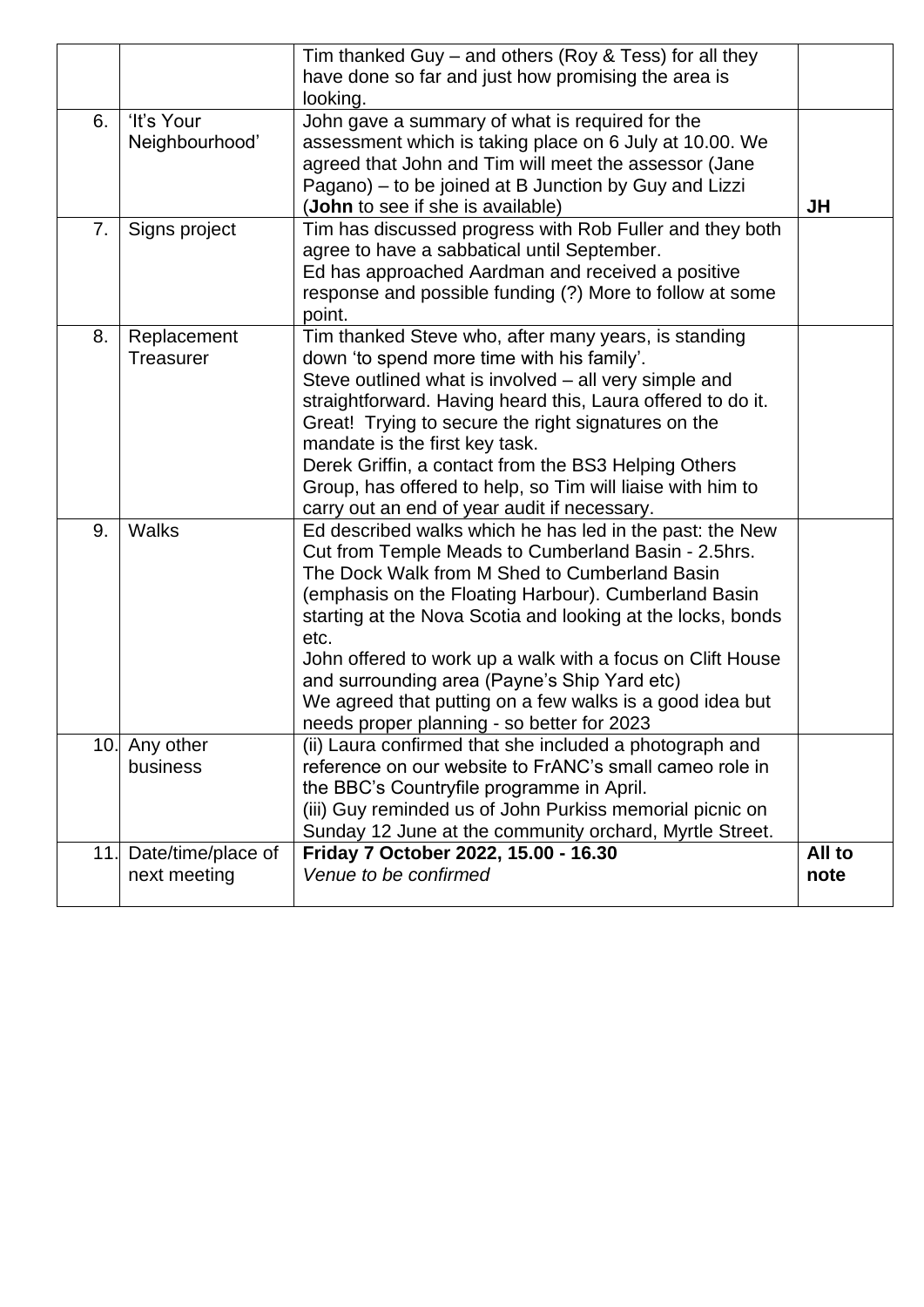| | | | |
|---|---|---|---|
| | | Tim thanked Guy – and others (Roy & Tess) for all they have done so far and just how promising the area is looking. | |
| 6. | 'It's Your Neighbourhood' | John gave a summary of what is required for the assessment which is taking place on 6 July at 10.00. We agreed that John and Tim will meet the assessor (Jane Pagano) – to be joined at B Junction by Guy and Lizzi (**John** to see if she is available) | **JH** |
| 7. | Signs project | Tim has discussed progress with Rob Fuller and they both agree to have a sabbatical until September.<br>Ed has approached Aardman and received a positive response and possible funding (?) More to follow at some point. | |
| 8. | Replacement Treasurer | Tim thanked Steve who, after many years, is standing down 'to spend more time with his family'.<br>Steve outlined what is involved – all very simple and straightforward. Having heard this, Laura offered to do it. Great! Trying to secure the right signatures on the mandate is the first key task.<br>Derek Griffin, a contact from the BS3 Helping Others Group, has offered to help, so Tim will liaise with him to carry out an end of year audit if necessary. | |
| 9. | Walks | Ed described walks which he has led in the past: the New Cut from Temple Meads to Cumberland Basin - 2.5hrs. The Dock Walk from M Shed to Cumberland Basin (emphasis on the Floating Harbour). Cumberland Basin starting at the Nova Scotia and looking at the locks, bonds etc.<br>John offered to work up a walk with a focus on Clift House and surrounding area (Payne's Ship Yard etc)<br>We agreed that putting on a few walks is a good idea but needs proper planning - so better for 2023 | |
| 10. | Any other business | (ii) Laura confirmed that she included a photograph and reference on our website to FrANC's small cameo role in the BBC's Countryfile programme in April.<br>(iii) Guy reminded us of John Purkiss memorial picnic on Sunday 12 June at the community orchard, Myrtle Street. | |
| 11. | Date/time/place of next meeting | **Friday 7 October 2022, 15.00 - 16.30**<br>*Venue to be confirmed* | **All to note** |